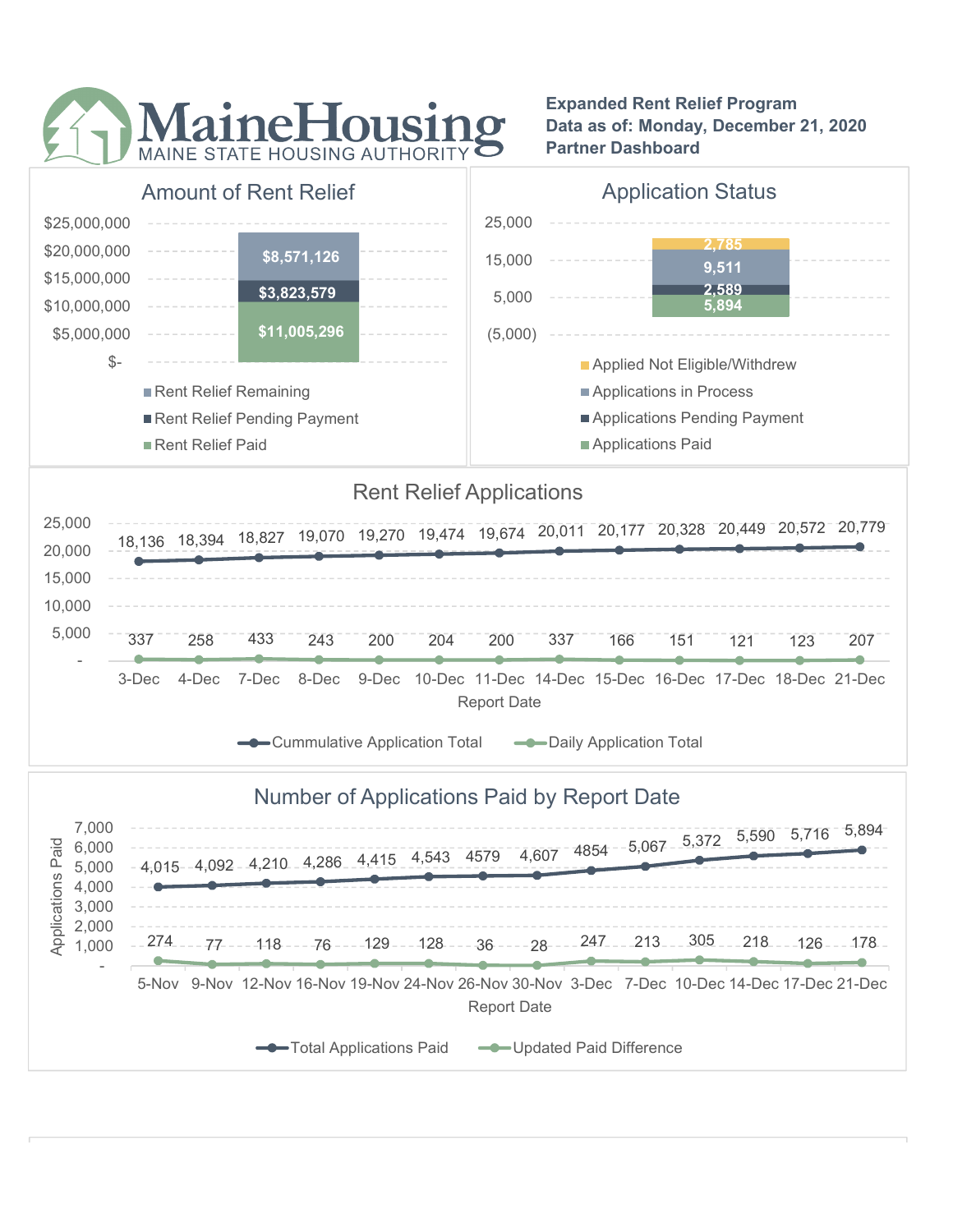# MaineHousing

MAINE STATE HOUSING AUTHORITY

**Expanded Rent Relief Program**
**Data as of: Monday, December 21, 2020**
**Partner Dashboard**

## Amount of Rent Relief

| Category | Amount |
|---|---|
| Rent Relief Remaining | $8,571,126 |
| Rent Relief Pending Payment | $3,823,579 |
| Rent Relief Paid | $11,005,296 |

## Application Status

| Category | Count |
|---|---|
| Applied Not Eligible/Withdrew | 2,785 |
| Applications in Process | 9,511 |
| Applications Pending Payment | 2,589 |
| Applications Paid | 5,894 |

## Rent Relief Applications

| Report Date | Cummulative Application Total | Daily Application Total |
|---|---|---|
| 3-Dec | 18,136 | 337 |
| 4-Dec | 18,394 | 258 |
| 7-Dec | 18,827 | 433 |
| 8-Dec | 19,070 | 243 |
| 9-Dec | 19,270 | 200 |
| 10-Dec | 19,474 | 204 |
| 11-Dec | 19,674 | 200 |
| 14-Dec | 20,011 | 337 |
| 15-Dec | 20,177 | 166 |
| 16-Dec | 20,328 | 151 |
| 17-Dec | 20,449 | 121 |
| 18-Dec | 20,572 | 123 |
| 21-Dec | 20,779 | 207 |

## Number of Applications Paid by Report Date

| Report Date | Total Applications Paid | Updated Paid Difference |
|---|---|---|
| 5-Nov | 4,015 | 274 |
| 9-Nov | 4,092 | 77 |
| 12-Nov | 4,210 | 118 |
| 16-Nov | 4,286 | 76 |
| 19-Nov | 4,415 | 129 |
| 24-Nov | 4,543 | 128 |
| 26-Nov | 4579 | 36 |
| 30-Nov | 4,607 | 28 |
| 3-Dec | 4854 | 247 |
| 7-Dec | 5,067 | 213 |
| 10-Dec | 5,372 | 305 |
| 14-Dec | 5,590 | 218 |
| 17-Dec | 5,716 | 126 |
| 21-Dec | 5,894 | 178 |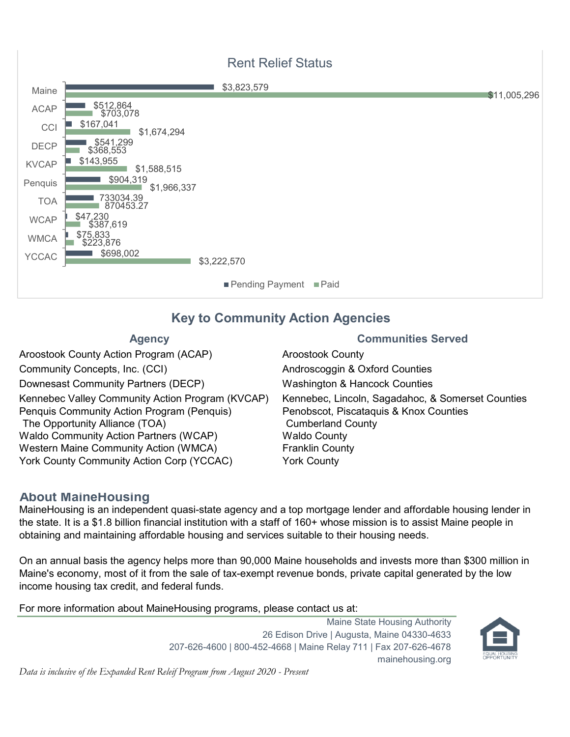Rent Relief Status

Maine
$3,823,579
$11,005,296

ACAP
$512,864
$703,078

CCI
$167,041
$1,674,294

DECP
$541,299
$368,553

KVCAP
$143,955
$1,588,515

Penquis
$904,319
$1,966,337

TOA
733034.39
870453.27

WCAP
$47,230
$387,619

WMCA
$75,833
$223,876

YCCAC
$698,002
$3,222,570

Pending Payment
Paid

## Key to Community Action Agencies

| Agency | Communities Served |
|---|---|
| Aroostook County Action Program (ACAP) | Aroostook County |
| Community Concepts, Inc. (CCI) | Androscoggin & Oxford Counties |
| Downesast Community Partners (DECP) | Washington & Hancock Counties |
| Kennebec Valley Community Action Program (KVCAP) | Kennebec, Lincoln, Sagadahoc, & Somerset Counties |
| Penquis Community Action Program (Penquis) | Penobscot, Piscataquis & Knox Counties |
| The Opportunity Alliance (TOA) | Cumberland County |
| Waldo Community Action Partners (WCAP) | Waldo County |
| Western Maine Community Action (WMCA) | Franklin County |
| York County Community Action Corp (YCCAC) | York County |

## About MaineHousing

MaineHousing is an independent quasi-state agency and a top mortgage lender and affordable housing lender in the state. It is a $1.8 billion financial institution with a staff of 160+ whose mission is to assist Maine people in obtaining and maintaining affordable housing and services suitable to their housing needs.

On an annual basis the agency helps more than 90,000 Maine households and invests more than $300 million in Maine's economy, most of it from the sale of tax-exempt revenue bonds, private capital generated by the low income housing tax credit, and federal funds.

For more information about MaineHousing programs, please contact us at:

Maine State Housing Authority
26 Edison Drive | Augusta, Maine 04330-4633
207-626-4600 | 800-452-4668 | Maine Relay 711 | Fax 207-626-4678
mainehousing.org

EQUAL HOUSING OPPORTUNITY

*Data is inclusive of the Expanded Rent Releif Program from August 2020 - Present*